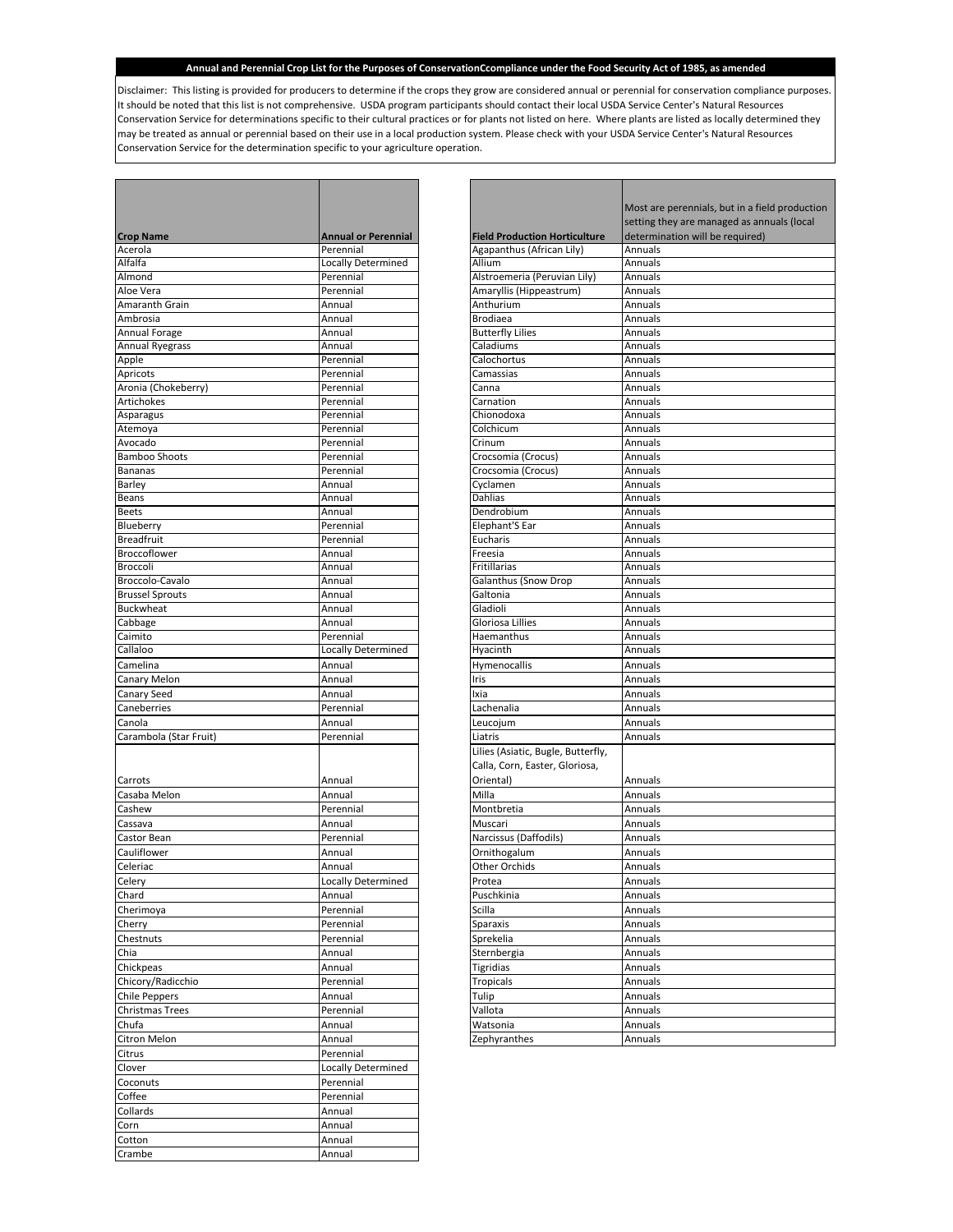# Annual and Perennial Crop List for the Purposes of ConservationCcompliance under the Food Security Act of 1985, as amended

Disclaimer: This listing is provided for producers to determine if the crops they grow are considered annual or perennial for conservation compliance purposes. It should be noted that this list is not comprehensive. USDA program participants should contact their local USDA Service Center's Natural Resources Conservation Service for determinations specific to their cultural practices or for plants not listed on here. Where plants are listed as locally determined they may be treated as annual or perennial based on their use in a local production system. Please check with your USDA Service Center's Natural Resources Conservation Service for the determination specific to your agriculture operation.

| Crop Name | Annual or Perennial |
|---|---|
| Acerola | Perennial |
| Alfalfa | Locally Determined |
| Almond | Perennial |
| Aloe Vera | Perennial |
| Amaranth Grain | Annual |
| Ambrosia | Annual |
| Annual Forage | Annual |
| Annual Ryegrass | Annual |
| Apple | Perennial |
| Apricots | Perennial |
| Aronia (Chokeberry) | Perennial |
| Artichokes | Perennial |
| Asparagus | Perennial |
| Atemoya | Perennial |
| Avocado | Perennial |
| Bamboo Shoots | Perennial |
| Bananas | Perennial |
| Barley | Annual |
| Beans | Annual |
| Beets | Annual |
| Blueberry | Perennial |
| Breadfruit | Perennial |
| Broccoflower | Annual |
| Broccoli | Annual |
| Broccolo-Cavalo | Annual |
| Brussel Sprouts | Annual |
| Buckwheat | Annual |
| Cabbage | Annual |
| Caimito | Perennial |
| Callaloo | Locally Determined |
| Camelina | Annual |
| Canary Melon | Annual |
| Canary Seed | Annual |
| Caneberries | Perennial |
| Canola | Annual |
| Carambola (Star Fruit) | Perennial |
| Carrots | Annual |
| Casaba Melon | Annual |
| Cashew | Perennial |
| Cassava | Annual |
| Castor Bean | Perennial |
| Cauliflower | Annual |
| Celeriac | Annual |
| Celery | Locally Determined |
| Chard | Annual |
| Cherimoya | Perennial |
| Cherry | Perennial |
| Chestnuts | Perennial |
| Chia | Annual |
| Chickpeas | Annual |
| Chicory/Radicchio | Perennial |
| Chile Peppers | Annual |
| Christmas Trees | Perennial |
| Chufa | Annual |
| Citron Melon | Annual |
| Citrus | Perennial |
| Clover | Locally Determined |
| Coconuts | Perennial |
| Coffee | Perennial |
| Collards | Annual |
| Corn | Annual |
| Cotton | Annual |
| Crambe | Annual |

| Field Production Horticulture | Most are perennials, but in a field production setting they are managed as annuals (local determination will be required) |
|---|---|
| Agapanthus (African Lily) | Annuals |
| Allium | Annuals |
| Alstroemeria (Peruvian Lily) | Annuals |
| Amaryllis (Hippeastrum) | Annuals |
| Anthurium | Annuals |
| Brodiaea | Annuals |
| Butterfly Lilies | Annuals |
| Caladiums | Annuals |
| Calochortus | Annuals |
| Camassias | Annuals |
| Canna | Annuals |
| Carnation | Annuals |
| Chionodoxa | Annuals |
| Colchicum | Annuals |
| Crinum | Annuals |
| Crocsomia (Crocus) | Annuals |
| Crocsomia (Crocus) | Annuals |
| Cyclamen | Annuals |
| Dahlias | Annuals |
| Dendrobium | Annuals |
| Elephant'S Ear | Annuals |
| Eucharis | Annuals |
| Freesia | Annuals |
| Fritillarias | Annuals |
| Galanthus (Snow Drop | Annuals |
| Galtonia | Annuals |
| Gladioli | Annuals |
| Gloriosa Lillies | Annuals |
| Haemanthus | Annuals |
| Hyacinth | Annuals |
| Hymenocallis | Annuals |
| Iris | Annuals |
| Ixia | Annuals |
| Lachenalia | Annuals |
| Leucojum | Annuals |
| Liatris | Annuals |
| Lilies (Asiatic, Bugle, Butterfly, Calla, Corn, Easter, Gloriosa, Oriental) | Annuals |
| Milla | Annuals |
| Montbretia | Annuals |
| Muscari | Annuals |
| Narcissus (Daffodils) | Annuals |
| Ornithogalum | Annuals |
| Other Orchids | Annuals |
| Protea | Annuals |
| Puschkinia | Annuals |
| Scilla | Annuals |
| Sparaxis | Annuals |
| Sprekelia | Annuals |
| Sternbergia | Annuals |
| Tigridias | Annuals |
| Tropicals | Annuals |
| Tulip | Annuals |
| Vallota | Annuals |
| Watsonia | Annuals |
| Zephyranthes | Annuals |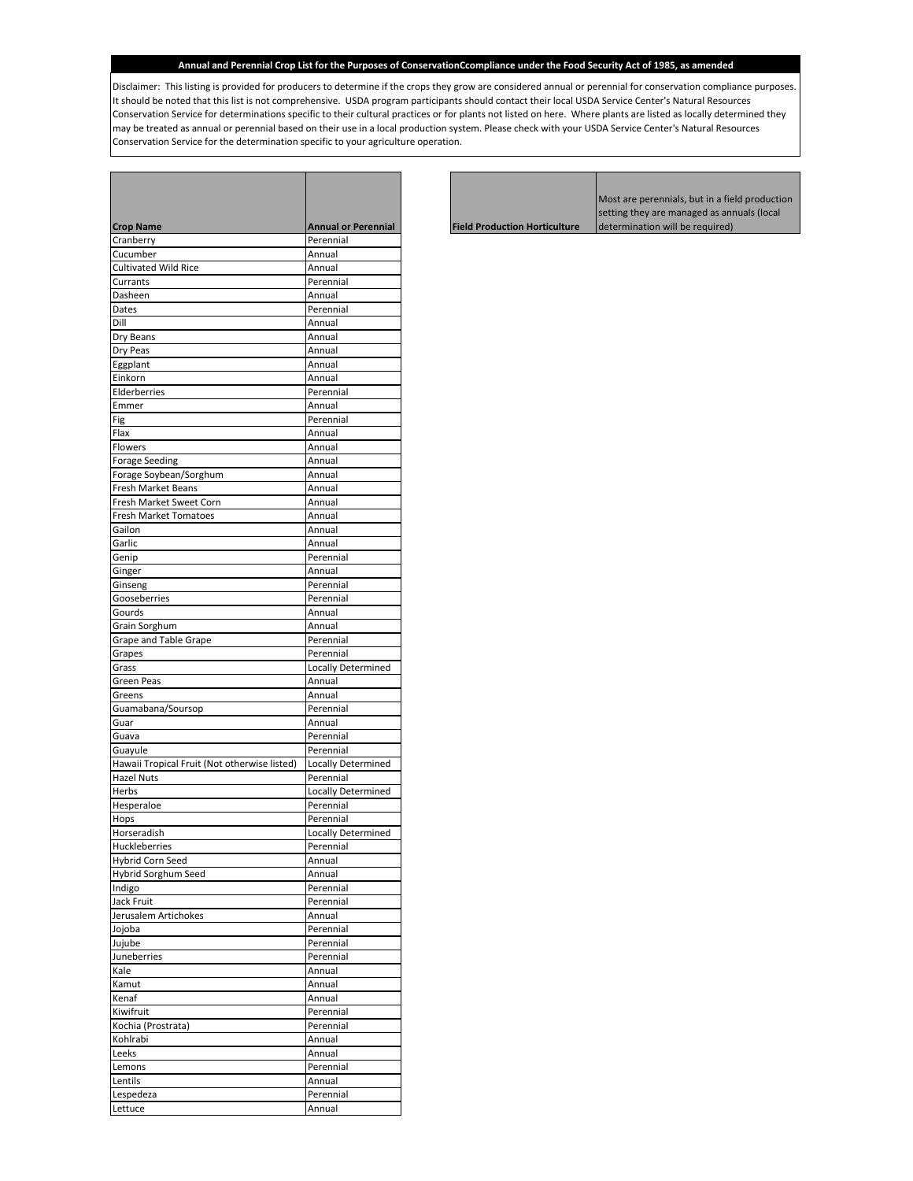**Annual and Perennial Crop List for the Purposes of ConservationCcompliance under the Food Security Act of 1985, as amended**

Disclaimer: This listing is provided for producers to determine if the crops they grow are considered annual or perennial for conservation compliance purposes. It should be noted that this list is not comprehensive. USDA program participants should contact their local USDA Service Center's Natural Resources Conservation Service for determinations specific to their cultural practices or for plants not listed on here. Where plants are listed as locally determined they may be treated as annual or perennial based on their use in a local production system. Please check with your USDA Service Center's Natural Resources Conservation Service for the determination specific to your agriculture operation.

| Crop Name | Annual or Perennial |
|---|---|
| Cranberry | Perennial |
| Cucumber | Annual |
| Cultivated Wild Rice | Annual |
| Currants | Perennial |
| Dasheen | Annual |
| Dates | Perennial |
| Dill | Annual |
| Dry Beans | Annual |
| Dry Peas | Annual |
| Eggplant | Annual |
| Einkorn | Annual |
| Elderberries | Perennial |
| Emmer | Annual |
| Fig | Perennial |
| Flax | Annual |
| Flowers | Annual |
| Forage Seeding | Annual |
| Forage Soybean/Sorghum | Annual |
| Fresh Market Beans | Annual |
| Fresh Market Sweet Corn | Annual |
| Fresh Market Tomatoes | Annual |
| Gailon | Annual |
| Garlic | Annual |
| Genip | Perennial |
| Ginger | Annual |
| Ginseng | Perennial |
| Gooseberries | Perennial |
| Gourds | Annual |
| Grain Sorghum | Annual |
| Grape and Table Grape | Perennial |
| Grapes | Perennial |
| Grass | Locally Determined |
| Green Peas | Annual |
| Greens | Annual |
| Guamabana/Soursop | Perennial |
| Guar | Annual |
| Guava | Perennial |
| Guayule | Perennial |
| Hawaii Tropical Fruit (Not otherwise listed) | Locally Determined |
| Hazel Nuts | Perennial |
| Herbs | Locally Determined |
| Hesperaloe | Perennial |
| Hops | Perennial |
| Horseradish | Locally Determined |
| Huckleberries | Perennial |
| Hybrid Corn Seed | Annual |
| Hybrid Sorghum Seed | Annual |
| Indigo | Perennial |
| Jack Fruit | Perennial |
| Jerusalem Artichokes | Annual |
| Jojoba | Perennial |
| Jujube | Perennial |
| Juneberries | Perennial |
| Kale | Annual |
| Kamut | Annual |
| Kenaf | Annual |
| Kiwifruit | Perennial |
| Kochia (Prostrata) | Perennial |
| Kohlrabi | Annual |
| Leeks | Annual |
| Lemons | Perennial |
| Lentils | Annual |
| Lespedeza | Perennial |
| Lettuce | Annual |

| Field Production Horticulture | Most are perennials, but in a field production setting they are managed as annuals (local determination will be required) |
|---|---|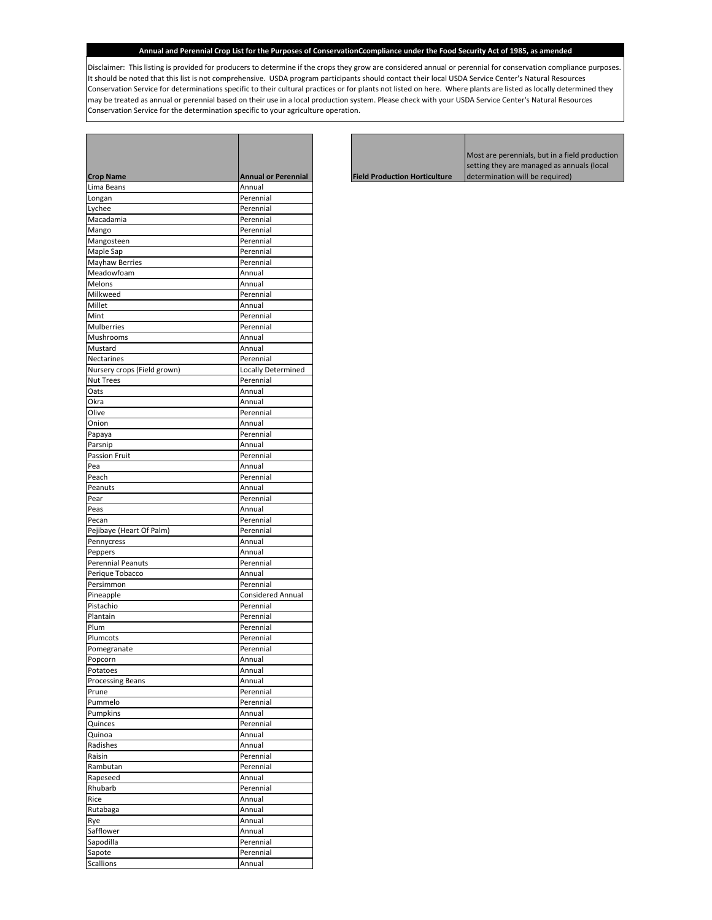**Annual and Perennial Crop List for the Purposes of ConservationCcompliance under the Food Security Act of 1985, as amended**

Disclaimer: This listing is provided for producers to determine if the crops they grow are considered annual or perennial for conservation compliance purposes. It should be noted that this list is not comprehensive. USDA program participants should contact their local USDA Service Center's Natural Resources Conservation Service for determinations specific to their cultural practices or for plants not listed on here. Where plants are listed as locally determined they may be treated as annual or perennial based on their use in a local production system. Please check with your USDA Service Center's Natural Resources Conservation Service for the determination specific to your agriculture operation.

| Crop Name | Annual or Perennial |
|---|---|
| Lima Beans | Annual |
| Longan | Perennial |
| Lychee | Perennial |
| Macadamia | Perennial |
| Mango | Perennial |
| Mangosteen | Perennial |
| Maple Sap | Perennial |
| Mayhaw Berries | Perennial |
| Meadowfoam | Annual |
| Melons | Annual |
| Milkweed | Perennial |
| Millet | Annual |
| Mint | Perennial |
| Mulberries | Perennial |
| Mushrooms | Annual |
| Mustard | Annual |
| Nectarines | Perennial |
| Nursery crops (Field grown) | Locally Determined |
| Nut Trees | Perennial |
| Oats | Annual |
| Okra | Annual |
| Olive | Perennial |
| Onion | Annual |
| Papaya | Perennial |
| Parsnip | Annual |
| Passion Fruit | Perennial |
| Pea | Annual |
| Peach | Perennial |
| Peanuts | Annual |
| Pear | Perennial |
| Peas | Annual |
| Pecan | Perennial |
| Pejibaye (Heart Of Palm) | Perennial |
| Pennycress | Annual |
| Peppers | Annual |
| Perennial Peanuts | Perennial |
| Perique Tobacco | Annual |
| Persimmon | Perennial |
| Pineapple | Considered Annual |
| Pistachio | Perennial |
| Plantain | Perennial |
| Plum | Perennial |
| Plumcots | Perennial |
| Pomegranate | Perennial |
| Popcorn | Annual |
| Potatoes | Annual |
| Processing Beans | Annual |
| Prune | Perennial |
| Pummelo | Perennial |
| Pumpkins | Annual |
| Quinces | Perennial |
| Quinoa | Annual |
| Radishes | Annual |
| Raisin | Perennial |
| Rambutan | Perennial |
| Rapeseed | Annual |
| Rhubarb | Perennial |
| Rice | Annual |
| Rutabaga | Annual |
| Rye | Annual |
| Safflower | Annual |
| Sapodilla | Perennial |
| Sapote | Perennial |
| Scallions | Annual |

| Field Production Horticulture | Most are perennials, but in a field production setting they are managed as annuals (local determination will be required) |
|---|---|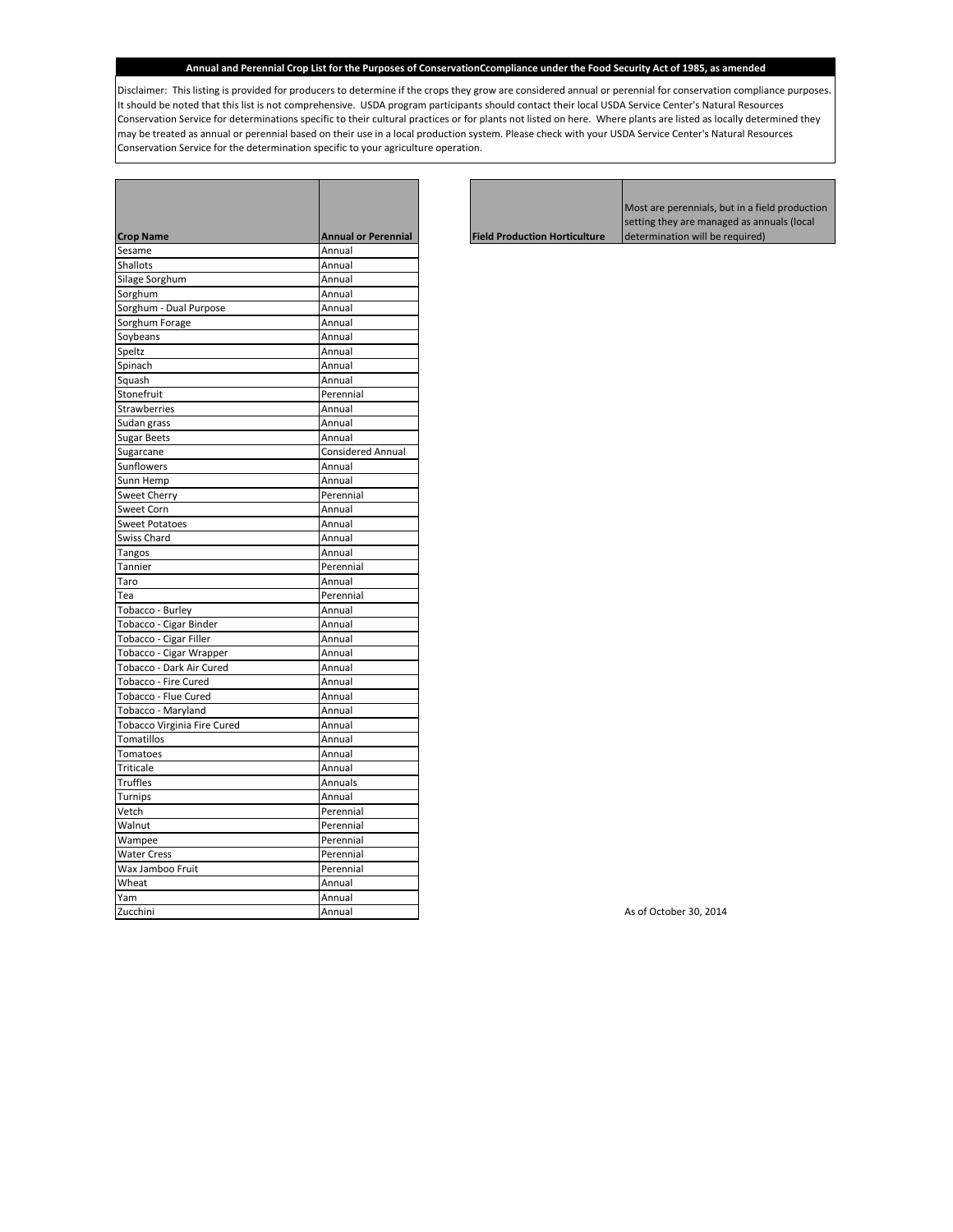**Annual and Perennial Crop List for the Purposes of ConservationCcompliance under the Food Security Act of 1985, as amended**

Disclaimer: This listing is provided for producers to determine if the crops they grow are considered annual or perennial for conservation compliance purposes. It should be noted that this list is not comprehensive. USDA program participants should contact their local USDA Service Center's Natural Resources Conservation Service for determinations specific to their cultural practices or for plants not listed on here. Where plants are listed as locally determined they may be treated as annual or perennial based on their use in a local production system. Please check with your USDA Service Center's Natural Resources Conservation Service for the determination specific to your agriculture operation.

| Crop Name | Annual or Perennial |
|---|---|
| Sesame | Annual |
| Shallots | Annual |
| Silage Sorghum | Annual |
| Sorghum | Annual |
| Sorghum - Dual Purpose | Annual |
| Sorghum Forage | Annual |
| Soybeans | Annual |
| Speltz | Annual |
| Spinach | Annual |
| Squash | Annual |
| Stonefruit | Perennial |
| Strawberries | Annual |
| Sudan grass | Annual |
| Sugar Beets | Annual |
| Sugarcane | Considered Annual |
| Sunflowers | Annual |
| Sunn Hemp | Annual |
| Sweet Cherry | Perennial |
| Sweet Corn | Annual |
| Sweet Potatoes | Annual |
| Swiss Chard | Annual |
| Tangos | Annual |
| Tannier | Perennial |
| Taro | Annual |
| Tea | Perennial |
| Tobacco - Burley | Annual |
| Tobacco - Cigar Binder | Annual |
| Tobacco - Cigar Filler | Annual |
| Tobacco - Cigar Wrapper | Annual |
| Tobacco - Dark Air Cured | Annual |
| Tobacco - Fire Cured | Annual |
| Tobacco - Flue Cured | Annual |
| Tobacco - Maryland | Annual |
| Tobacco Virginia Fire Cured | Annual |
| Tomatillos | Annual |
| Tomatoes | Annual |
| Triticale | Annual |
| Truffles | Annuals |
| Turnips | Annual |
| Vetch | Perennial |
| Walnut | Perennial |
| Wampee | Perennial |
| Water Cress | Perennial |
| Wax Jamboo Fruit | Perennial |
| Wheat | Annual |
| Yam | Annual |
| Zucchini | Annual |

| Field Production Horticulture | Most are perennials, but in a field production setting they are managed as annuals (local determination will be required) |
|---|---|

As of October 30, 2014